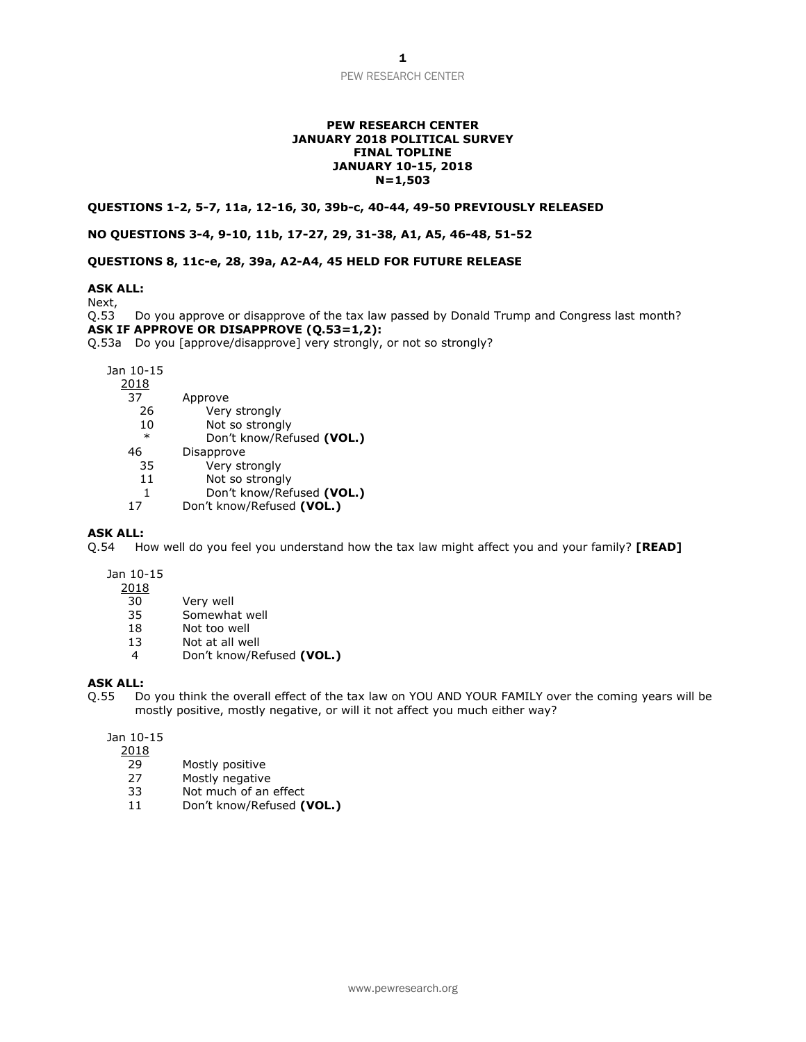**PEW RESEARCH CENTER**
**JANUARY 2018 POLITICAL SURVEY**
**FINAL TOPLINE**
**JANUARY 10-15, 2018**
**N=1,503**

**QUESTIONS 1-2, 5-7, 11a, 12-16, 30, 39b-c, 40-44, 49-50 PREVIOUSLY RELEASED**

**NO QUESTIONS 3-4, 9-10, 11b, 17-27, 29, 31-38, A1, A5, 46-48, 51-52**

**QUESTIONS 8, 11c-e, 28, 39a, A2-A4, 45 HELD FOR FUTURE RELEASE**

**ASK ALL:**
Next,
Q.53 Do you approve or disapprove of the tax law passed by Donald Trump and Congress last month?
**ASK IF APPROVE OR DISAPPROVE (Q.53=1,2):**
Q.53a Do you [approve/disapprove] very strongly, or not so strongly?

| Jan 10-15 2018 | |
|---|---|
| 37 | Approve |
| 26 | Very strongly |
| 10 | Not so strongly |
| * | Don't know/Refused **(VOL.)** |
| 46 | Disapprove |
| 35 | Very strongly |
| 11 | Not so strongly |
| 1 | Don't know/Refused **(VOL.)** |
| 17 | Don't know/Refused **(VOL.)** |

**ASK ALL:**
Q.54 How well do you feel you understand how the tax law might affect you and your family? **[READ]**

| Jan 10-15 2018 | |
|---|---|
| 30 | Very well |
| 35 | Somewhat well |
| 18 | Not too well |
| 13 | Not at all well |
| 4 | Don't know/Refused **(VOL.)** |

**ASK ALL:**
Q.55 Do you think the overall effect of the tax law on YOU AND YOUR FAMILY over the coming years will be mostly positive, mostly negative, or will it not affect you much either way?

| Jan 10-15 2018 | |
|---|---|
| 29 | Mostly positive |
| 27 | Mostly negative |
| 33 | Not much of an effect |
| 11 | Don't know/Refused **(VOL.)** |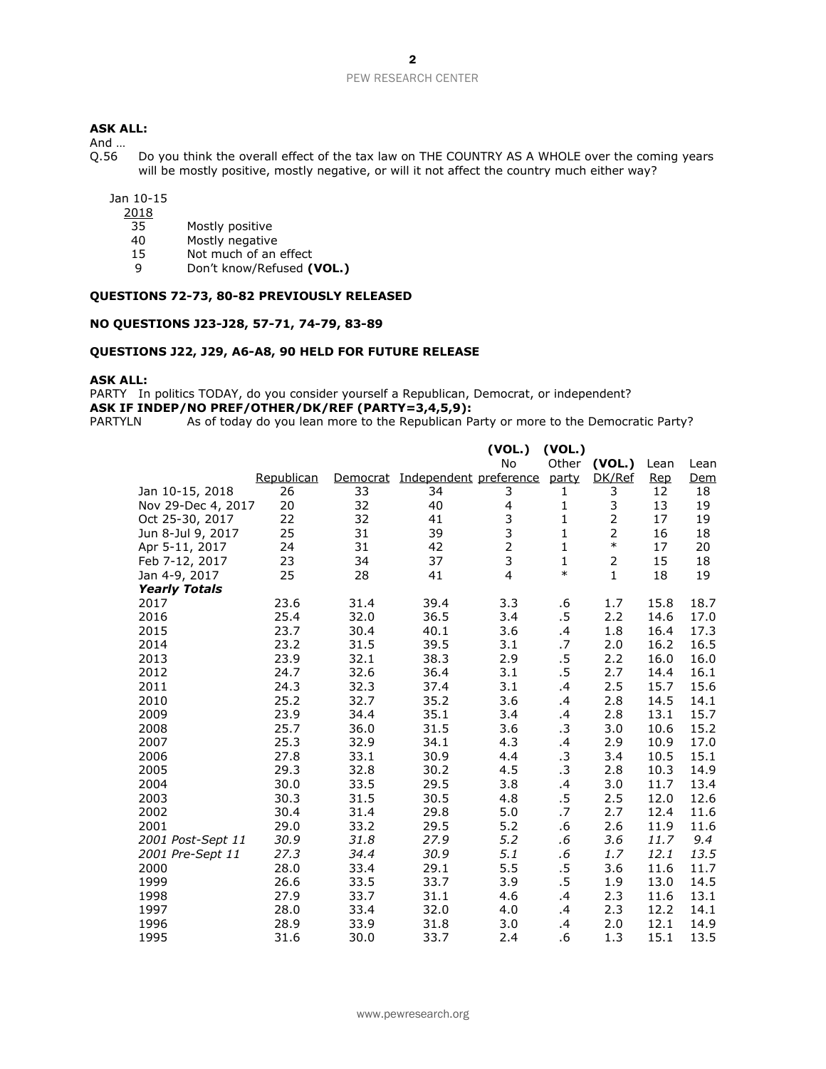**ASK ALL:**

And …

Q.56 Do you think the overall effect of the tax law on THE COUNTRY AS A WHOLE over the coming years will be mostly positive, mostly negative, or will it not affect the country much either way?

| Jan 10-15 2018 | |
|---|---|
| 35 | Mostly positive |
| 40 | Mostly negative |
| 15 | Not much of an effect |
| 9 | Don't know/Refused **(VOL.)** |

**QUESTIONS 72-73, 80-82 PREVIOUSLY RELEASED**

**NO QUESTIONS J23-J28, 57-71, 74-79, 83-89**

**QUESTIONS J22, J29, A6-A8, 90 HELD FOR FUTURE RELEASE**

**ASK ALL:**

PARTY In politics TODAY, do you consider yourself a Republican, Democrat, or independent?

**ASK IF INDEP/NO PREF/OTHER/DK/REF (PARTY=3,4,5,9):**

PARTYLN As of today do you lean more to the Republican Party or more to the Democratic Party?

| | Republican | Democrat | Independent | (VOL.) No preference | (VOL.) Other party | (VOL.) DK/Ref | Lean Rep | Lean Dem |
|---|---|---|---|---|---|---|---|---|
| Jan 10-15, 2018 | 26 | 33 | 34 | 3 | 1 | 3 | 12 | 18 |
| Nov 29-Dec 4, 2017 | 20 | 32 | 40 | 4 | 1 | 3 | 13 | 19 |
| Oct 25-30, 2017 | 22 | 32 | 41 | 3 | 1 | 2 | 17 | 19 |
| Jun 8-Jul 9, 2017 | 25 | 31 | 39 | 3 | 1 | 2 | 16 | 18 |
| Apr 5-11, 2017 | 24 | 31 | 42 | 2 | 1 | * | 17 | 20 |
| Feb 7-12, 2017 | 23 | 34 | 37 | 3 | 1 | 2 | 15 | 18 |
| Jan 4-9, 2017 | 25 | 28 | 41 | 4 | * | 1 | 18 | 19 |
| ***Yearly Totals*** | | | | | | | | |
| 2017 | 23.6 | 31.4 | 39.4 | 3.3 | .6 | 1.7 | 15.8 | 18.7 |
| 2016 | 25.4 | 32.0 | 36.5 | 3.4 | .5 | 2.2 | 14.6 | 17.0 |
| 2015 | 23.7 | 30.4 | 40.1 | 3.6 | .4 | 1.8 | 16.4 | 17.3 |
| 2014 | 23.2 | 31.5 | 39.5 | 3.1 | .7 | 2.0 | 16.2 | 16.5 |
| 2013 | 23.9 | 32.1 | 38.3 | 2.9 | .5 | 2.2 | 16.0 | 16.0 |
| 2012 | 24.7 | 32.6 | 36.4 | 3.1 | .5 | 2.7 | 14.4 | 16.1 |
| 2011 | 24.3 | 32.3 | 37.4 | 3.1 | .4 | 2.5 | 15.7 | 15.6 |
| 2010 | 25.2 | 32.7 | 35.2 | 3.6 | .4 | 2.8 | 14.5 | 14.1 |
| 2009 | 23.9 | 34.4 | 35.1 | 3.4 | .4 | 2.8 | 13.1 | 15.7 |
| 2008 | 25.7 | 36.0 | 31.5 | 3.6 | .3 | 3.0 | 10.6 | 15.2 |
| 2007 | 25.3 | 32.9 | 34.1 | 4.3 | .4 | 2.9 | 10.9 | 17.0 |
| 2006 | 27.8 | 33.1 | 30.9 | 4.4 | .3 | 3.4 | 10.5 | 15.1 |
| 2005 | 29.3 | 32.8 | 30.2 | 4.5 | .3 | 2.8 | 10.3 | 14.9 |
| 2004 | 30.0 | 33.5 | 29.5 | 3.8 | .4 | 3.0 | 11.7 | 13.4 |
| 2003 | 30.3 | 31.5 | 30.5 | 4.8 | .5 | 2.5 | 12.0 | 12.6 |
| 2002 | 30.4 | 31.4 | 29.8 | 5.0 | .7 | 2.7 | 12.4 | 11.6 |
| 2001 | 29.0 | 33.2 | 29.5 | 5.2 | .6 | 2.6 | 11.9 | 11.6 |
| *2001 Post-Sept 11* | *30.9* | *31.8* | *27.9* | *5.2* | *.6* | *3.6* | *11.7* | *9.4* |
| *2001 Pre-Sept 11* | *27.3* | *34.4* | *30.9* | *5.1* | *.6* | *1.7* | *12.1* | *13.5* |
| 2000 | 28.0 | 33.4 | 29.1 | 5.5 | .5 | 3.6 | 11.6 | 11.7 |
| 1999 | 26.6 | 33.5 | 33.7 | 3.9 | .5 | 1.9 | 13.0 | 14.5 |
| 1998 | 27.9 | 33.7 | 31.1 | 4.6 | .4 | 2.3 | 11.6 | 13.1 |
| 1997 | 28.0 | 33.4 | 32.0 | 4.0 | .4 | 2.3 | 12.2 | 14.1 |
| 1996 | 28.9 | 33.9 | 31.8 | 3.0 | .4 | 2.0 | 12.1 | 14.9 |
| 1995 | 31.6 | 30.0 | 33.7 | 2.4 | .6 | 1.3 | 15.1 | 13.5 |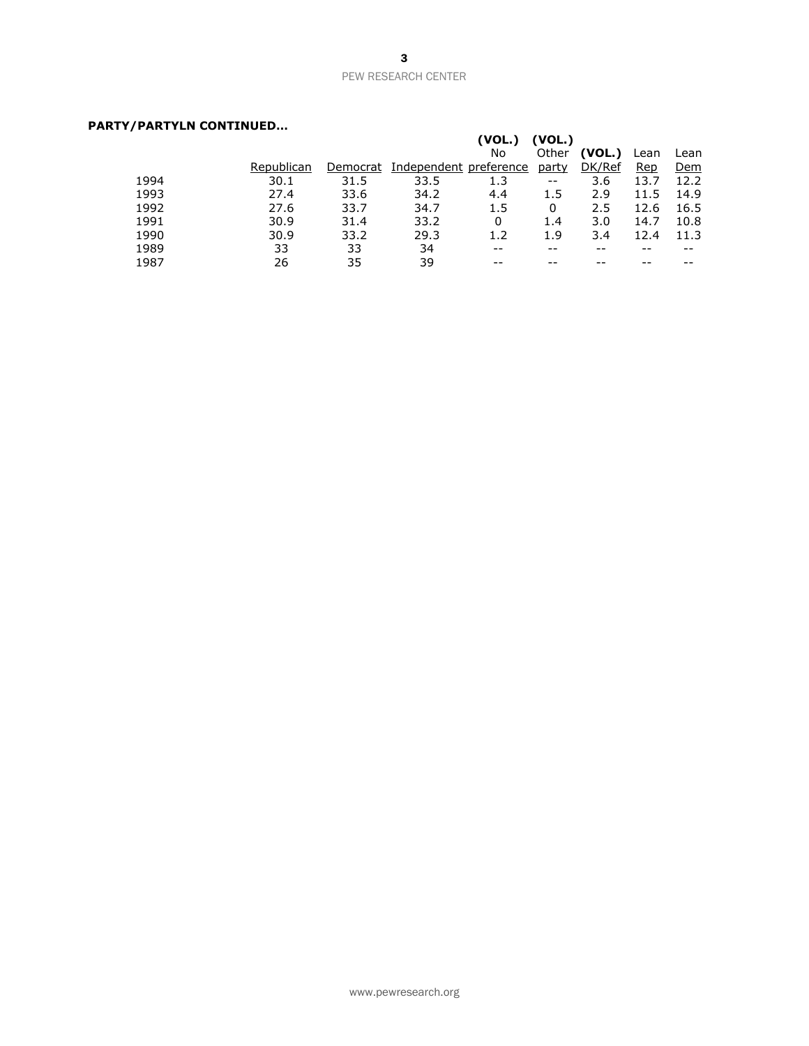**PARTY/PARTYLN CONTINUED…**

| | Republican | Democrat | Independent | **(VOL.)** No preference | **(VOL.)** Other party | **(VOL.)** DK/Ref | Lean Rep | Lean Dem |
|---|---|---|---|---|---|---|---|---|
| 1994 | 30.1 | 31.5 | 33.5 | 1.3 | -- | 3.6 | 13.7 | 12.2 |
| 1993 | 27.4 | 33.6 | 34.2 | 4.4 | 1.5 | 2.9 | 11.5 | 14.9 |
| 1992 | 27.6 | 33.7 | 34.7 | 1.5 | 0 | 2.5 | 12.6 | 16.5 |
| 1991 | 30.9 | 31.4 | 33.2 | 0 | 1.4 | 3.0 | 14.7 | 10.8 |
| 1990 | 30.9 | 33.2 | 29.3 | 1.2 | 1.9 | 3.4 | 12.4 | 11.3 |
| 1989 | 33 | 33 | 34 | -- | -- | -- | -- | -- |
| 1987 | 26 | 35 | 39 | -- | -- | -- | -- | -- |